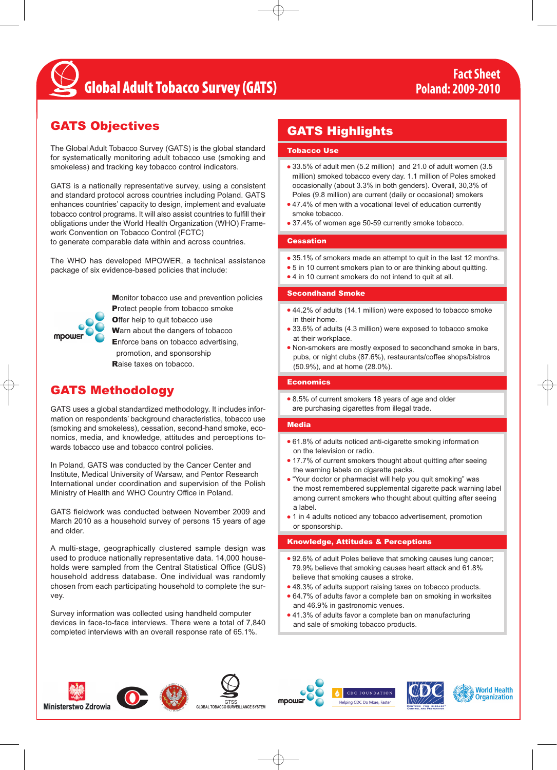# Global Adult Tobacco Survey (GATS)

**Fact Sheet**
**Poland: 2009-2010**

## GATS Objectives

The Global Adult Tobacco Survey (GATS) is the global standard for systematically monitoring adult tobacco use (smoking and smokeless) and tracking key tobacco control indicators.

GATS is a nationally representative survey, using a consistent and standard protocol across countries including Poland. GATS enhances countries' capacity to design, implement and evaluate tobacco control programs. It will also assist countries to fulfill their obligations under the World Health Organization (WHO) Framework Convention on Tobacco Control (FCTC) to generate comparable data within and across countries.

The WHO has developed MPOWER, a technical assistance package of six evidence-based policies that include:

**M**onitor tobacco use and prevention policies
**P**rotect people from tobacco smoke
**O**ffer help to quit tobacco use
**W**arn about the dangers of tobacco
**E**nforce bans on tobacco advertising, promotion, and sponsorship
**R**aise taxes on tobacco.

## GATS Methodology

GATS uses a global standardized methodology. It includes information on respondents' background characteristics, tobacco use (smoking and smokeless), cessation, second-hand smoke, economics, media, and knowledge, attitudes and perceptions towards tobacco use and tobacco control policies.

In Poland, GATS was conducted by the Cancer Center and Institute, Medical University of Warsaw, and Pentor Research International under coordination and supervision of the Polish Ministry of Health and WHO Country Office in Poland.

GATS fieldwork was conducted between November 2009 and March 2010 as a household survey of persons 15 years of age and older.

A multi-stage, geographically clustered sample design was used to produce nationally representative data. 14,000 households were sampled from the Central Statistical Office (GUS) household address database. One individual was randomly chosen from each participating household to complete the survey.

Survey information was collected using handheld computer devices in face-to-face interviews. There were a total of 7,840 completed interviews with an overall response rate of 65.1%.

## GATS Highlights

### Tobacco Use

- 33.5% of adult men (5.2 million) and 21.0 of adult women (3.5 million) smoked tobacco every day. 1.1 million of Poles smoked occasionally (about 3.3% in both genders). Overall, 30,3% of Poles (9.8 million) are current (daily or occasional) smokers
- 47.4% of men with a vocational level of education currently smoke tobacco.
- 37.4% of women age 50-59 currently smoke tobacco.

### Cessation

- 35.1% of smokers made an attempt to quit in the last 12 months.
- 5 in 10 current smokers plan to or are thinking about quitting.
- 4 in 10 current smokers do not intend to quit at all.

### Secondhand Smoke

- 44.2% of adults (14.1 million) were exposed to tobacco smoke in their home.
- 33.6% of adults (4.3 million) were exposed to tobacco smoke at their workplace.
- Non-smokers are mostly exposed to secondhand smoke in bars, pubs, or night clubs (87.6%), restaurants/coffee shops/bistros (50.9%), and at home (28.0%).

### Economics

- 8.5% of current smokers 18 years of age and older are purchasing cigarettes from illegal trade.

### Media

- 61.8% of adults noticed anti-cigarette smoking information on the television or radio.
- 17.7% of current smokers thought about quitting after seeing the warning labels on cigarette packs.
- "Your doctor or pharmacist will help you quit smoking" was the most remembered supplemental cigarette pack warning label among current smokers who thought about quitting after seeing a label.
- 1 in 4 adults noticed any tobacco advertisement, promotion or sponsorship.

### Knowledge, Attitudes & Perceptions

- 92.6% of adult Poles believe that smoking causes lung cancer; 79.9% believe that smoking causes heart attack and 61.8% believe that smoking causes a stroke.
- 48.3% of adults support raising taxes on tobacco products.
- 64.7% of adults favor a complete ban on smoking in worksites and 46.9% in gastronomic venues.
- 41.3% of adults favor a complete ban on manufacturing and sale of smoking tobacco products.

Ministerstwo Zdrowia | GTSS GLOBAL TOBACCO SURVEILLANCE SYSTEM | mpower | CDC FOUNDATION Helping CDC Do More, Faster | CDC Centers for Disease Control and Prevention | World Health Organization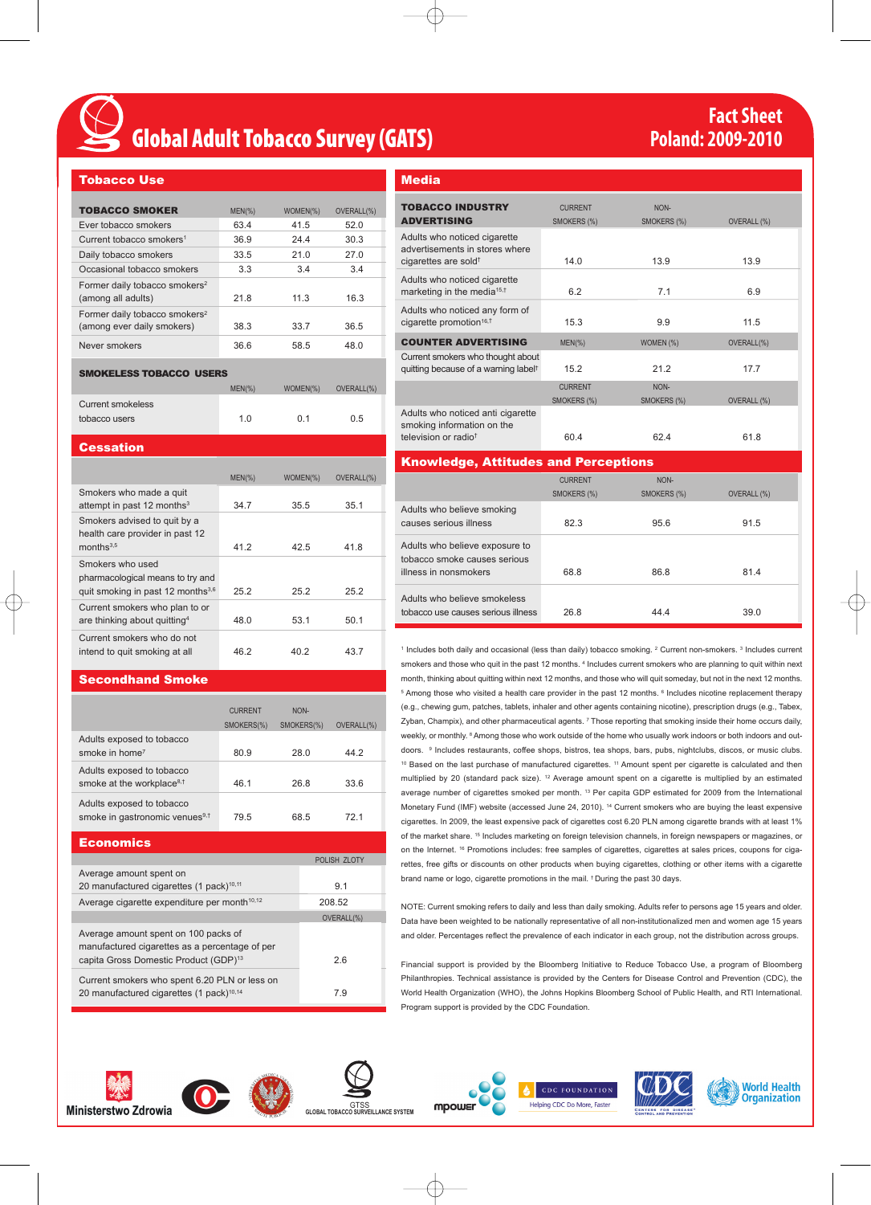# Global Adult Tobacco Survey (GATS)

**Fact Sheet**
**Poland: 2009-2010**

## Tobacco Use

| TOBACCO SMOKER | MEN(%) | WOMEN(%) | OVERALL(%) |
|---|---|---|---|
| Ever tobacco smokers | 63.4 | 41.5 | 52.0 |
| Current tobacco smokers[1] | 36.9 | 24.4 | 30.3 |
| Daily tobacco smokers | 33.5 | 21.0 | 27.0 |
| Occasional tobacco smokers | 3.3 | 3.4 | 3.4 |
| Former daily tobacco smokers[2] (among all adults) | 21.8 | 11.3 | 16.3 |
| Former daily tobacco smokers[2] (among ever daily smokers) | 38.3 | 33.7 | 36.5 |
| Never smokers | 36.6 | 58.5 | 48.0 |

| SMOKELESS TOBACCO USERS | MEN(%) | WOMEN(%) | OVERALL(%) |
|---|---|---|---|
| Current smokeless tobacco users | 1.0 | 0.1 | 0.5 |

## Cessation

| | MEN(%) | WOMEN(%) | OVERALL(%) |
|---|---|---|---|
| Smokers who made a quit attempt in past 12 months[3] | 34.7 | 35.5 | 35.1 |
| Smokers advised to quit by a health care provider in past 12 months[3,5] | 41.2 | 42.5 | 41.8 |
| Smokers who used pharmacological means to try and quit smoking in past 12 months[3,6] | 25.2 | 25.2 | 25.2 |
| Current smokers who plan to or are thinking about quitting[4] | 48.0 | 53.1 | 50.1 |
| Current smokers who do not intend to quit smoking at all | 46.2 | 40.2 | 43.7 |

## Secondhand Smoke

| | CURRENT SMOKERS(%) | NON-SMOKERS(%) | OVERALL(%) |
|---|---|---|---|
| Adults exposed to tobacco smoke in home[7] | 80.9 | 28.0 | 44.2 |
| Adults exposed to tobacco smoke at the workplace[8,†] | 46.1 | 26.8 | 33.6 |
| Adults exposed to tobacco smoke in gastronomic venues[9,†] | 79.5 | 68.5 | 72.1 |

## Economics

| | POLISH ZLOTY |
|---|---|
| Average amount spent on 20 manufactured cigarettes (1 pack)[10,11] | 9.1 |
| Average cigarette expenditure per month[10,12] | 208.52 |
| | **OVERALL(%)** |
| Average amount spent on 100 packs of manufactured cigarettes as a percentage of per capita Gross Domestic Product (GDP)[13] | 2.6 |
| Current smokers who spent 6.20 PLN or less on 20 manufactured cigarettes (1 pack)[10,14] | 7.9 |

## Media

| TOBACCO INDUSTRY ADVERTISING | CURRENT SMOKERS (%) | NON-SMOKERS (%) | OVERALL (%) |
|---|---|---|---|
| Adults who noticed cigarette advertisements in stores where cigarettes are sold† | 14.0 | 13.9 | 13.9 |
| Adults who noticed cigarette marketing in the media[15,†] | 6.2 | 7.1 | 6.9 |
| Adults who noticed any form of cigarette promotion[16,†] | 15.3 | 9.9 | 11.5 |
| **COUNTER ADVERTISING** | **MEN(%)** | **WOMEN (%)** | **OVERALL(%)** |
| Current smokers who thought about quitting because of a warning label† | 15.2 | 21.2 | 17.7 |
| | **CURRENT SMOKERS (%)** | **NON-SMOKERS (%)** | **OVERALL (%)** |
| Adults who noticed anti cigarette smoking information on the television or radio† | 60.4 | 62.4 | 61.8 |

## Knowledge, Attitudes and Perceptions

| | CURRENT SMOKERS (%) | NON-SMOKERS (%) | OVERALL (%) |
|---|---|---|---|
| Adults who believe smoking causes serious illness | 82.3 | 95.6 | 91.5 |
| Adults who believe exposure to tobacco smoke causes serious illness in nonsmokers | 68.8 | 86.8 | 81.4 |
| Adults who believe smokeless tobacco use causes serious illness | 26.8 | 44.4 | 39.0 |

[1] Includes both daily and occasional (less than daily) tobacco smoking. [2] Current non-smokers. [3] Includes current smokers and those who quit in the past 12 months. [4] Includes current smokers who are planning to quit within next month, thinking about quitting within next 12 months, and those who will quit someday, but not in the next 12 months. [5] Among those who visited a health care provider in the past 12 months. [6] Includes nicotine replacement therapy (e.g., chewing gum, patches, tablets, inhaler and other agents containing nicotine), prescription drugs (e.g., Tabex, Zyban, Champix), and other pharmaceutical agents. [7] Those reporting that smoking inside their home occurs daily, weekly, or monthly. [8] Among those who work outside of the home who usually work indoors or both indoors and outdoors. [9] Includes restaurants, coffee shops, bistros, tea shops, bars, pubs, nightclubs, discos, or music clubs. [10] Based on the last purchase of manufactured cigarettes. [11] Amount spent per cigarette is calculated and then multiplied by 20 (standard pack size). [12] Average amount spent on a cigarette is multiplied by an estimated average number of cigarettes smoked per month. [13] Per capita GDP estimated for 2009 from the International Monetary Fund (IMF) website (accessed June 24, 2010). [14] Current smokers who are buying the least expensive cigarettes. In 2009, the least expensive pack of cigarettes cost 6.20 PLN among cigarette brands with at least 1% of the market share. [15] Includes marketing on foreign television channels, in foreign newspapers or magazines, or on the Internet. [16] Promotions includes: free samples of cigarettes, cigarettes at sales prices, coupons for cigarettes, free gifts or discounts on other products when buying cigarettes, clothing or other items with a cigarette brand name or logo, cigarette promotions in the mail. † During the past 30 days.

NOTE: Current smoking refers to daily and less than daily smoking. Adults refer to persons age 15 years and older. Data have been weighted to be nationally representative of all non-institutionalized men and women age 15 years and older. Percentages reflect the prevalence of each indicator in each group, not the distribution across groups.

Financial support is provided by the Bloomberg Initiative to Reduce Tobacco Use, a program of Bloomberg Philanthropies. Technical assistance is provided by the Centers for Disease Control and Prevention (CDC), the World Health Organization (WHO), the Johns Hopkins Bloomberg School of Public Health, and RTI International. Program support is provided by the CDC Foundation.

Ministerstwo Zdrowia

GTSS
GLOBAL TOBACCO SURVEILLANCE SYSTEM

mpower

CDC FOUNDATION
Helping CDC Do More, Faster

CDC
CENTERS FOR DISEASE CONTROL AND PREVENTION

World Health Organization